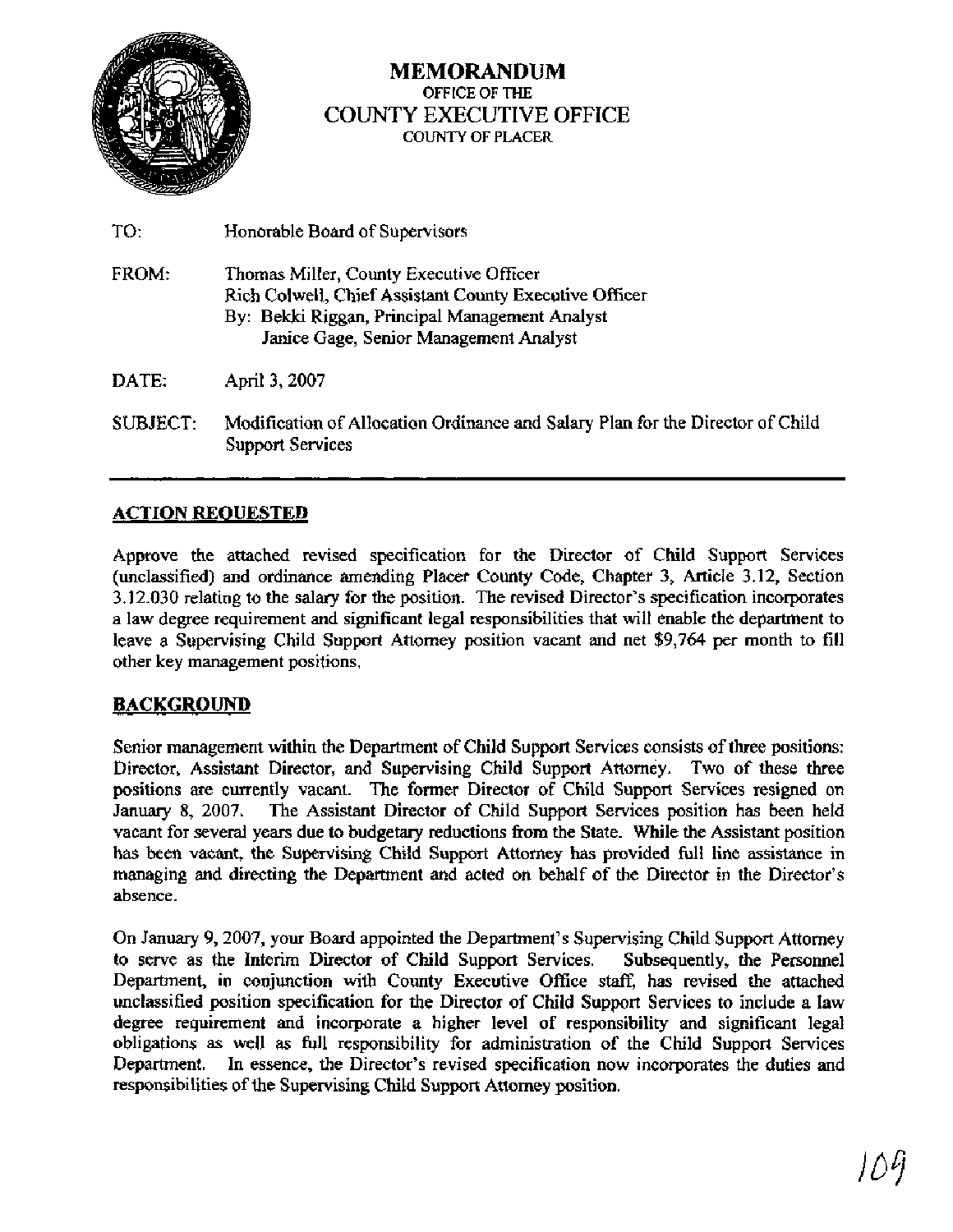# MEMORANDUM
OFFICE OF THE
COUNTY EXECUTIVE OFFICE
COUNTY OF PLACER

TO: Honorable Board of Supervisors

FROM: Thomas Miller, County Executive Officer
Rich Colwell, Chief Assistant County Executive Officer
By: Bekki Riggan, Principal Management Analyst
Janice Gage, Senior Management Analyst

DATE: April 3, 2007

SUBJECT: Modification of Allocation Ordinance and Salary Plan for the Director of Child Support Services

## ACTION REQUESTED

Approve the attached revised specification for the Director of Child Support Services (unclassified) and ordinance amending Placer County Code, Chapter 3, Article 3.12, Section 3.12.030 relating to the salary for the position. The revised Director's specification incorporates a law degree requirement and significant legal responsibilities that will enable the department to leave a Supervising Child Support Attorney position vacant and net $9,764 per month to fill other key management positions.

## BACKGROUND

Senior management within the Department of Child Support Services consists of three positions: Director, Assistant Director, and Supervising Child Support Attorney. Two of these three positions are currently vacant. The former Director of Child Support Services resigned on January 8, 2007. The Assistant Director of Child Support Services position has been held vacant for several years due to budgetary reductions from the State. While the Assistant position has been vacant, the Supervising Child Support Attorney has provided full line assistance in managing and directing the Department and acted on behalf of the Director in the Director's absence.

On January 9, 2007, your Board appointed the Department's Supervising Child Support Attorney to serve as the Interim Director of Child Support Services. Subsequently, the Personnel Department, in conjunction with County Executive Office staff, has revised the attached unclassified position specification for the Director of Child Support Services to include a law degree requirement and incorporate a higher level of responsibility and significant legal obligations as well as full responsibility for administration of the Child Support Services Department. In essence, the Director's revised specification now incorporates the duties and responsibilities of the Supervising Child Support Attorney position.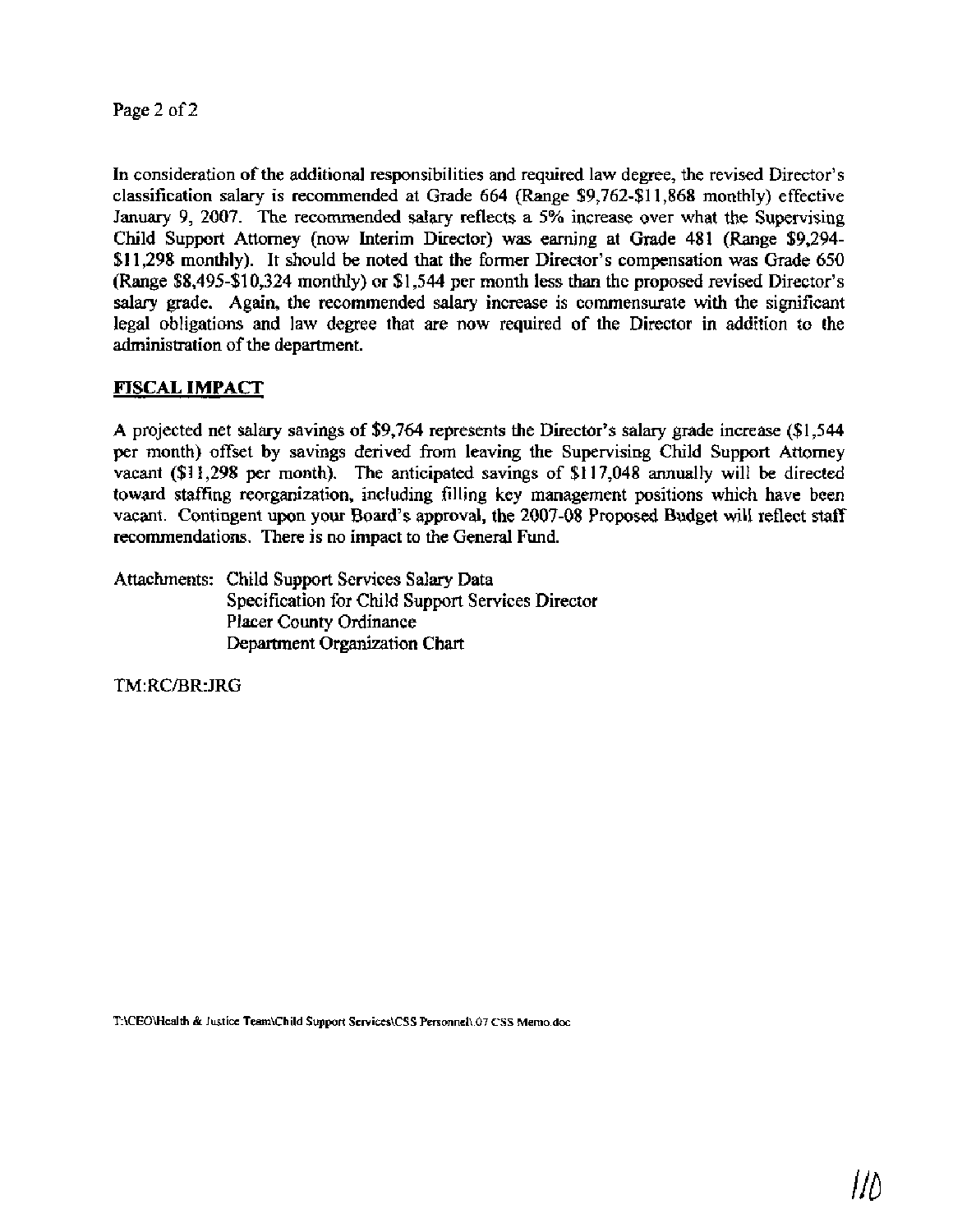In consideration of the additional responsibilities and required law degree, the revised Director's classification salary is recommended at Grade 664 (Range $9,762-$11,868 monthly) effective January 9, 2007. The recommended salary reflects a 5% increase over what the Supervising Child Support Attorney (now Interim Director) was earning at Grade 481 (Range $9,294-$11,298 monthly). It should be noted that the former Director's compensation was Grade 650 (Range $8,495-$10,324 monthly) or $1,544 per month less than the proposed revised Director's salary grade. Again, the recommended salary increase is commensurate with the significant legal obligations and law degree that are now required of the Director in addition to the administration of the department.

## FISCAL IMPACT

A projected net salary savings of $9,764 represents the Director's salary grade increase ($1,544 per month) offset by savings derived from leaving the Supervising Child Support Attorney vacant ($11,298 per month). The anticipated savings of $117,048 annually will be directed toward staffing reorganization, including filling key management positions which have been vacant. Contingent upon your Board's approval, the 2007-08 Proposed Budget will reflect staff recommendations. There is no impact to the General Fund.

Attachments: Child Support Services Salary Data
Specification for Child Support Services Director
Placer County Ordinance
Department Organization Chart

TM:RC/BR:JRG

T:\CEO\Health & Justice Team\Child Support Services\CSS Personnel\.07 CSS Memo.doc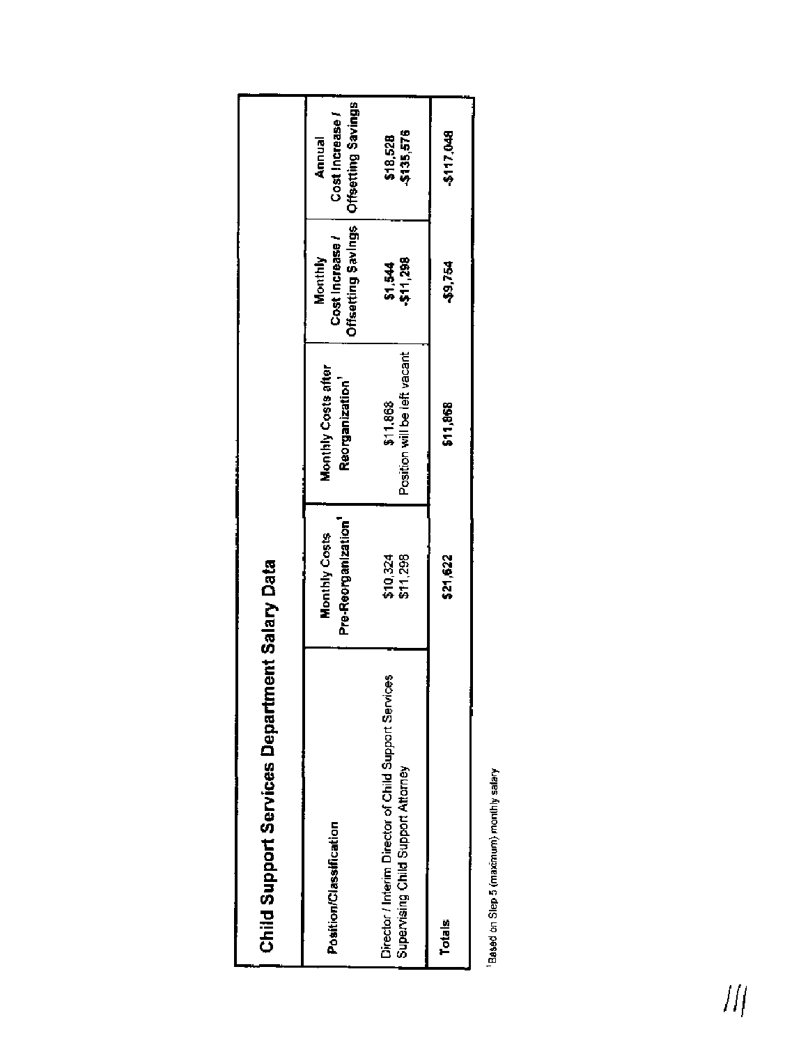## Child Support Services Department Salary Data

| Position/Classification | Monthly Costs Pre-Reorganization[1] | Monthly Costs after Reorganization[1] | Monthly Cost Increase / Offsetting Savings | Annual Cost Increase / Offsetting Savings |
|---|---|---|---|---|
| Director / Interim Director of Child Support Services | $10,324 | $11,868 | $1,544 | $18,528 |
| Supervising Child Support Attorney | $11,298 | Position will be left vacant | -$11,298 | -$135,576 |
| Totals | $21,622 | $11,868 | -$9,754 | -$117,048 |

[1] Based on Step 5 (maximum) monthly salary

///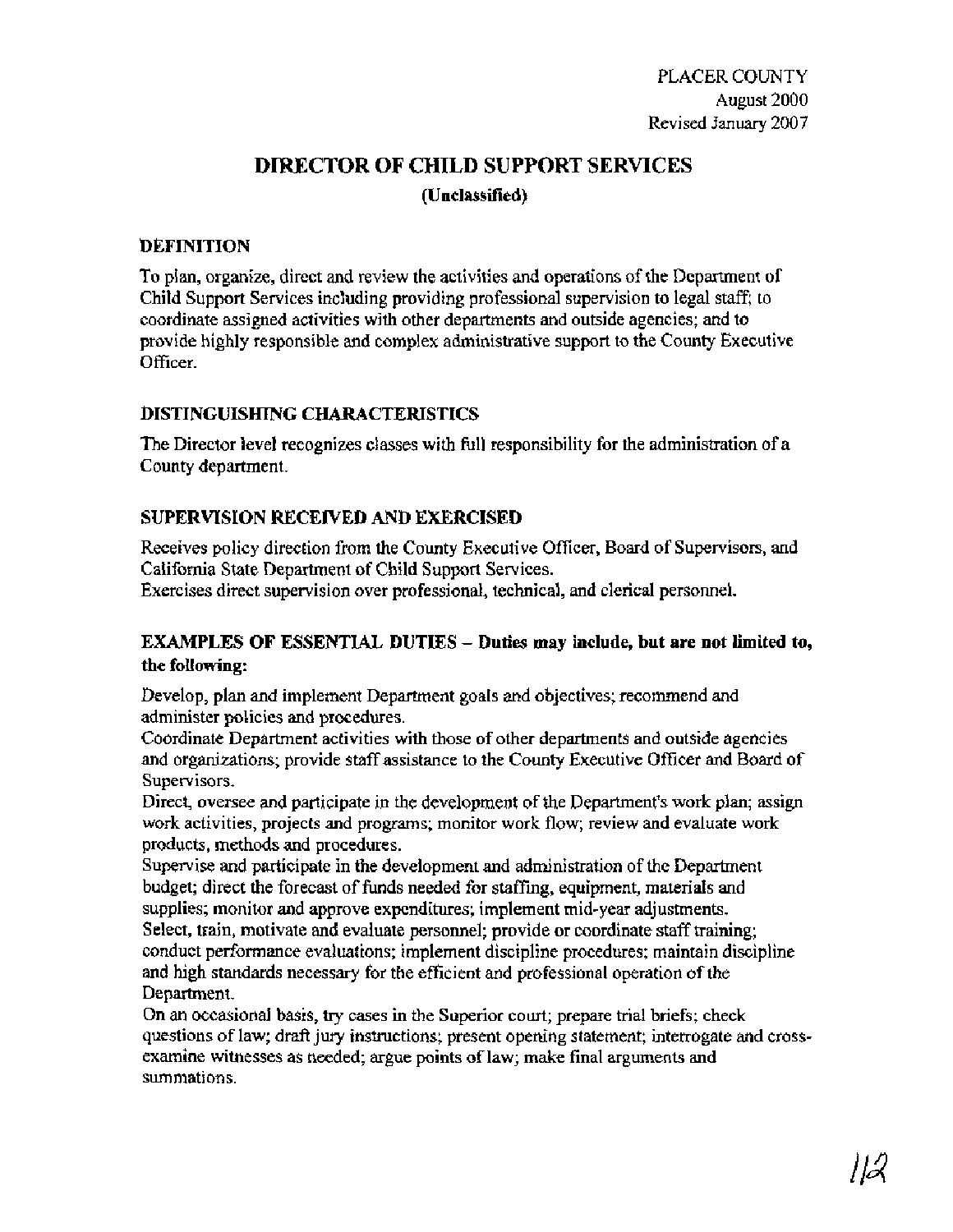PLACER COUNTY
August 2000
Revised January 2007

# DIRECTOR OF CHILD SUPPORT SERVICES

**(Unclassified)**

## DEFINITION

To plan, organize, direct and review the activities and operations of the Department of Child Support Services including providing professional supervision to legal staff; to coordinate assigned activities with other departments and outside agencies; and to provide highly responsible and complex administrative support to the County Executive Officer.

## DISTINGUISHING CHARACTERISTICS

The Director level recognizes classes with full responsibility for the administration of a County department.

## SUPERVISION RECEIVED AND EXERCISED

Receives policy direction from the County Executive Officer, Board of Supervisors, and California State Department of Child Support Services.
Exercises direct supervision over professional, technical, and clerical personnel.

## EXAMPLES OF ESSENTIAL DUTIES – Duties may include, but are not limited to, the following:

Develop, plan and implement Department goals and objectives; recommend and administer policies and procedures.
Coordinate Department activities with those of other departments and outside agencies and organizations; provide staff assistance to the County Executive Officer and Board of Supervisors.
Direct, oversee and participate in the development of the Department's work plan; assign work activities, projects and programs; monitor work flow; review and evaluate work products, methods and procedures.
Supervise and participate in the development and administration of the Department budget; direct the forecast of funds needed for staffing, equipment, materials and supplies; monitor and approve expenditures; implement mid-year adjustments.
Select, train, motivate and evaluate personnel; provide or coordinate staff training; conduct performance evaluations; implement discipline procedures; maintain discipline and high standards necessary for the efficient and professional operation of the Department.
On an occasional basis, try cases in the Superior court; prepare trial briefs; check questions of law; draft jury instructions; present opening statement; interrogate and cross-examine witnesses as needed; argue points of law; make final arguments and summations.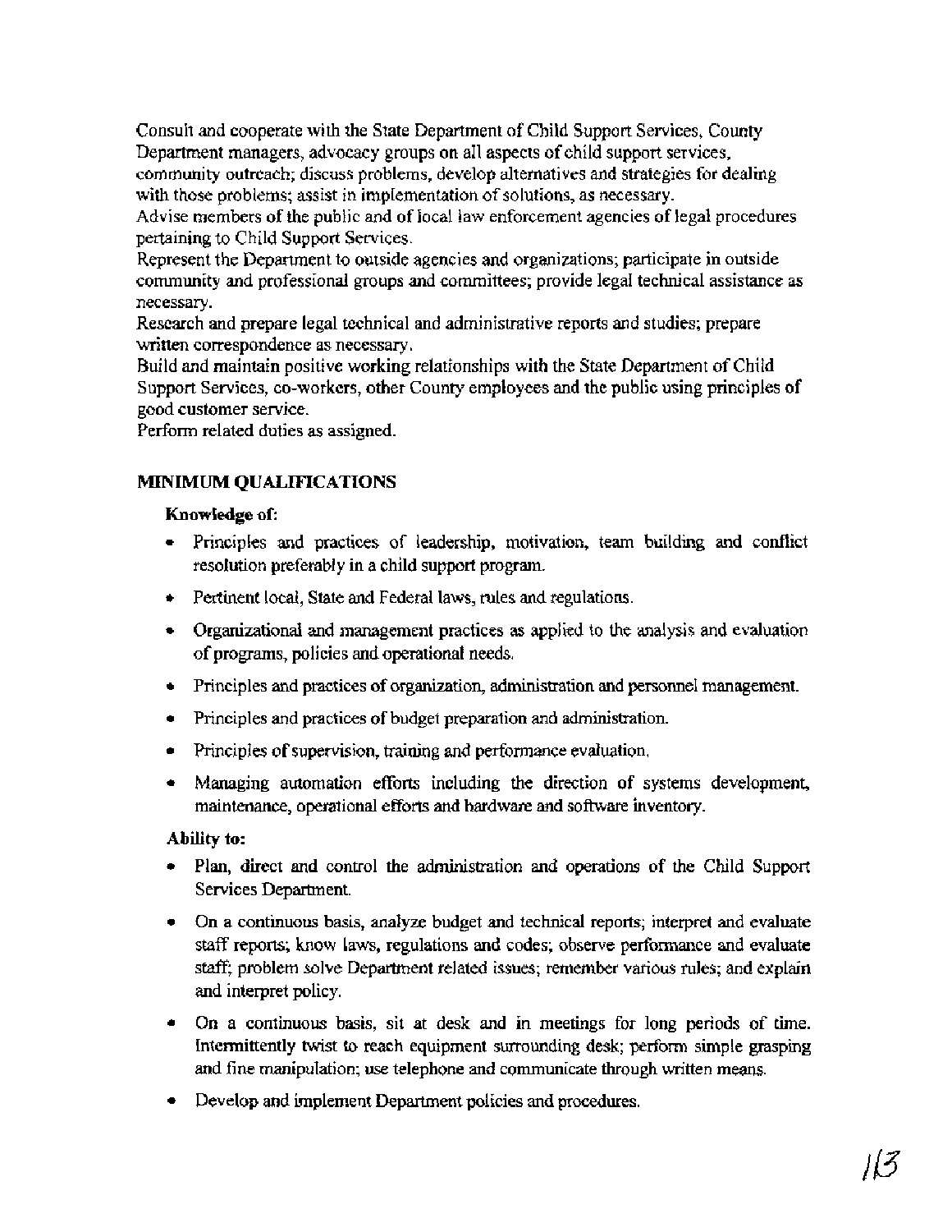Consult and cooperate with the State Department of Child Support Services, County Department managers, advocacy groups on all aspects of child support services, community outreach; discuss problems, develop alternatives and strategies for dealing with those problems; assist in implementation of solutions, as necessary.

Advise members of the public and of local law enforcement agencies of legal procedures pertaining to Child Support Services.

Represent the Department to outside agencies and organizations; participate in outside community and professional groups and committees; provide legal technical assistance as necessary.

Research and prepare legal technical and administrative reports and studies; prepare written correspondence as necessary.

Build and maintain positive working relationships with the State Department of Child Support Services, co-workers, other County employees and the public using principles of good customer service.

Perform related duties as assigned.

## MINIMUM QUALIFICATIONS

**Knowledge of:**

- Principles and practices of leadership, motivation, team building and conflict resolution preferably in a child support program.
- Pertinent local, State and Federal laws, rules and regulations.
- Organizational and management practices as applied to the analysis and evaluation of programs, policies and operational needs.
- Principles and practices of organization, administration and personnel management.
- Principles and practices of budget preparation and administration.
- Principles of supervision, training and performance evaluation.
- Managing automation efforts including the direction of systems development, maintenance, operational efforts and hardware and software inventory.

**Ability to:**

- Plan, direct and control the administration and operations of the Child Support Services Department.
- On a continuous basis, analyze budget and technical reports; interpret and evaluate staff reports; know laws, regulations and codes; observe performance and evaluate staff; problem solve Department related issues; remember various rules; and explain and interpret policy.
- On a continuous basis, sit at desk and in meetings for long periods of time. Intermittently twist to reach equipment surrounding desk; perform simple grasping and fine manipulation; use telephone and communicate through written means.
- Develop and implement Department policies and procedures.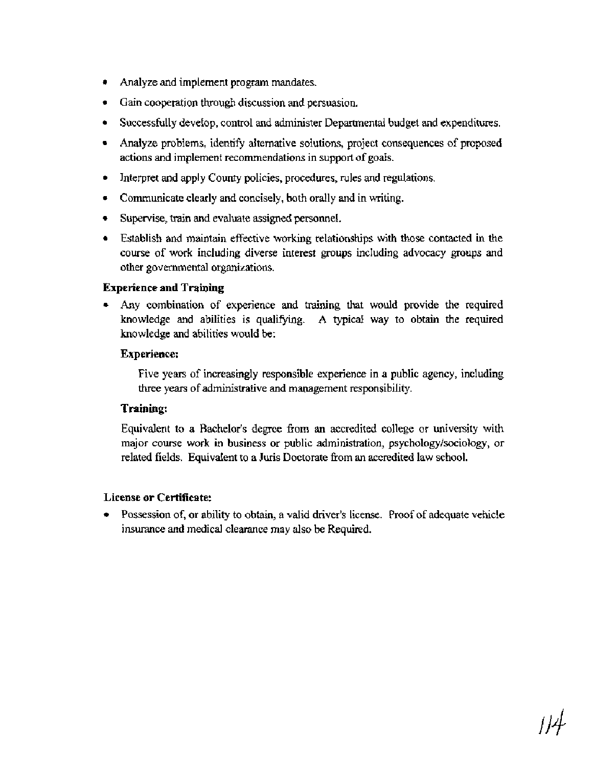- Analyze and implement program mandates.
- Gain cooperation through discussion and persuasion.
- Successfully develop, control and administer Departmental budget and expenditures.
- Analyze problems, identify alternative solutions, project consequences of proposed actions and implement recommendations in support of goals.
- Interpret and apply County policies, procedures, rules and regulations.
- Communicate clearly and concisely, both orally and in writing.
- Supervise, train and evaluate assigned personnel.
- Establish and maintain effective working relationships with those contacted in the course of work including diverse interest groups including advocacy groups and other governmental organizations.

**Experience and Training**

- Any combination of experience and training that would provide the required knowledge and abilities is qualifying. A typical way to obtain the required knowledge and abilities would be:

  **Experience:**

  Five years of increasingly responsible experience in a public agency, including three years of administrative and management responsibility.

  **Training:**

  Equivalent to a Bachelor's degree from an accredited college or university with major course work in business or public administration, psychology/sociology, or related fields. Equivalent to a Juris Doctorate from an accredited law school.

**License or Certificate:**

- Possession of, or ability to obtain, a valid driver's license. Proof of adequate vehicle insurance and medical clearance may also be Required.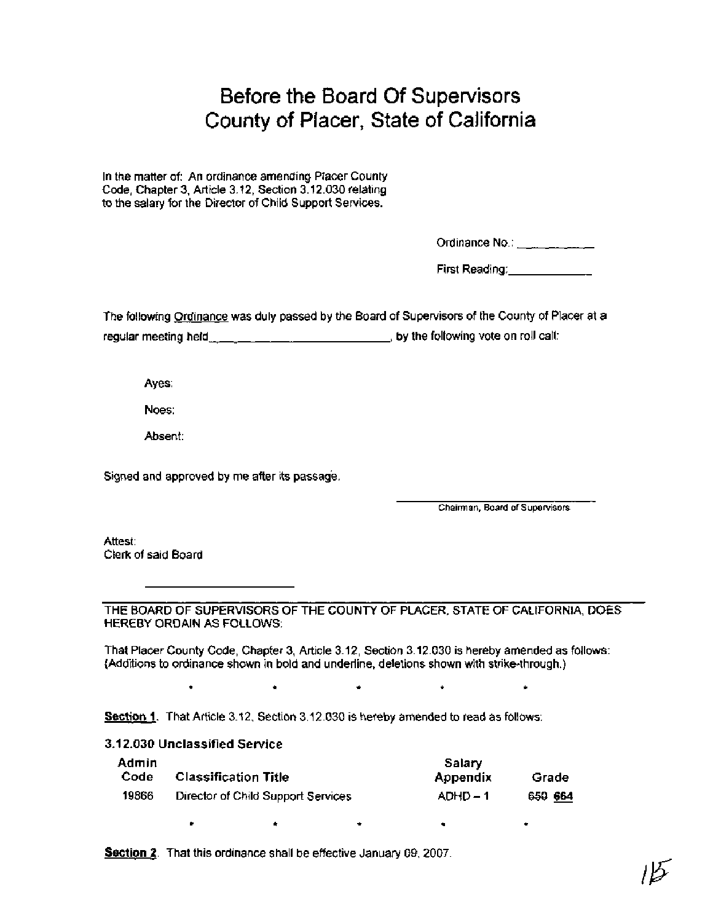# Before the Board Of Supervisors
# County of Placer, State of California

In the matter of: An ordinance amending Placer County Code, Chapter 3, Article 3.12, Section 3.12.030 relating to the salary for the Director of Child Support Services.

Ordinance No.: ___________

First Reading: ___________

The following Ordinance was duly passed by the Board of Supervisors of the County of Placer at a regular meeting held _________________________, by the following vote on roll call:

Ayes:

Noes:

Absent:

Signed and approved by me after its passage.

_____________________________
Chairman, Board of Supervisors

Attest:
Clerk of said Board

_____________________

---

THE BOARD OF SUPERVISORS OF THE COUNTY OF PLACER, STATE OF CALIFORNIA, DOES HEREBY ORDAIN AS FOLLOWS:

That Placer County Code, Chapter 3, Article 3.12, Section 3.12.030 is hereby amended as follows: (Additions to ordinance shown in bold and underline, deletions shown with strike-through.)

\* \* \* \* \*

**Section 1**. That Article 3.12, Section 3.12.030 is hereby amended to read as follows:

**3.12.030 Unclassified Service**

| Admin Code | Classification Title | Salary Appendix | Grade |
|---|---|---|---|
| 19866 | Director of Child Support Services | ADHD – 1 | ~~650~~ **<u>664</u>** |

\* \* \* \* \*

**Section 2**. That this ordinance shall be effective January 09, 2007.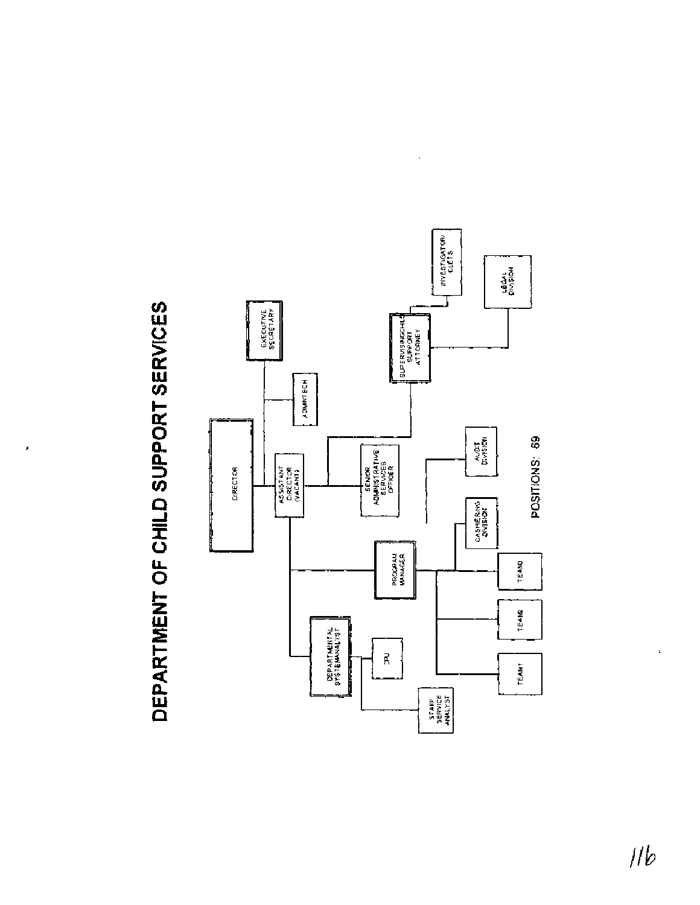# DEPARTMENT OF CHILD SUPPORT SERVICES

DIRECTOR

EXECUTIVE SECRETARY

ADMIN TECH

ASSISTANT DIRECTOR (VACANT)

SENIOR ADMINISTRATIVE SERVICES OFFICER

SUPERVISING CHILD SUPPORT ATTORNEY

INVESTIGATOR/ CLETS

LEGAL DIVISION

AUDIT DIVISION

DEPARTMENTAL SYSTEM ANALYST

DPU

STAFF SERVICE ANALYST

PROGRAM MANAGER

CASHIERING DIVISION

TEAM1

TEAM2

TEAM3

POSITIONS: 69